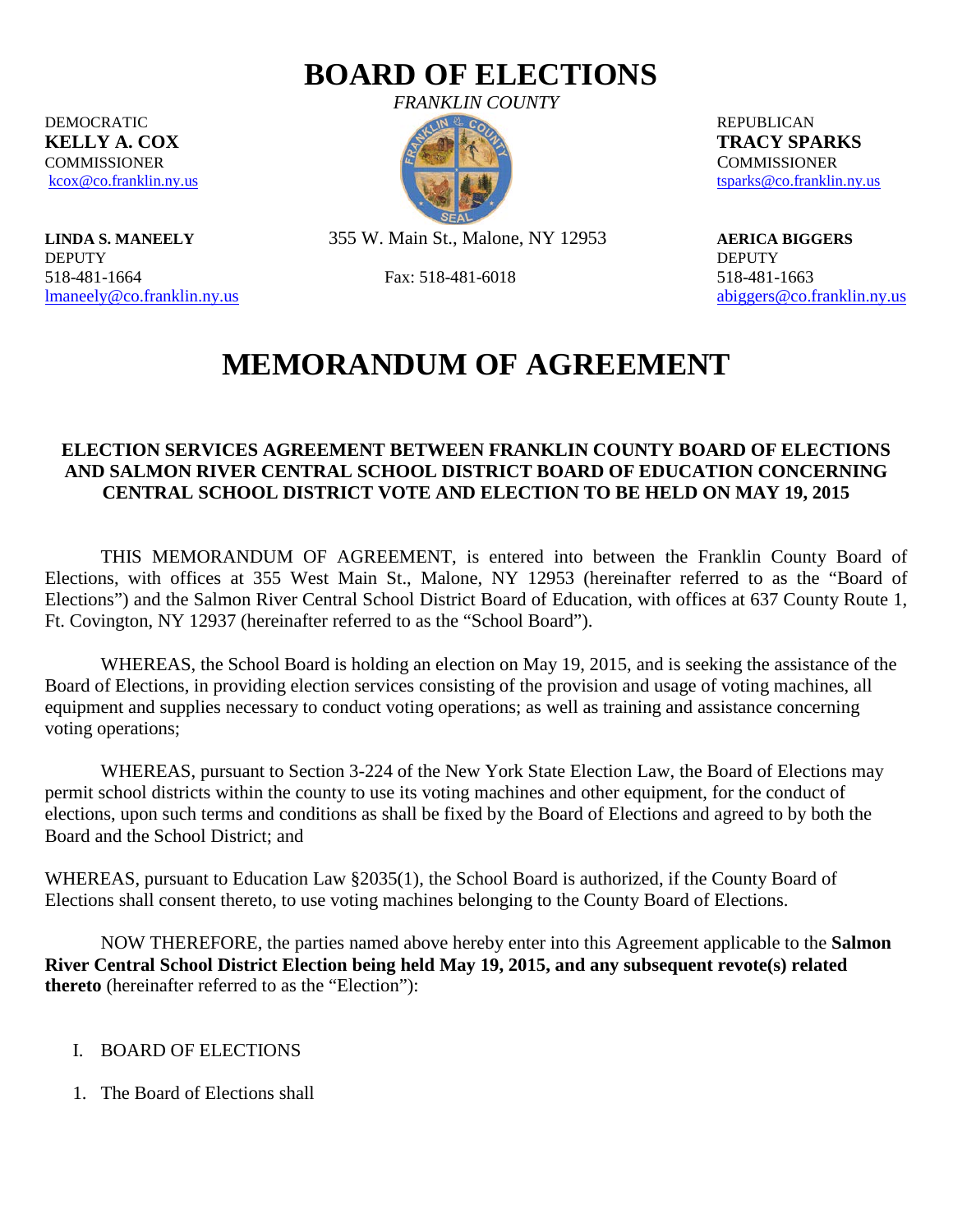# BOARD OF ELECTIONS

*FRANKLIN COUNTY*

DEMOCRATIC
**KELLY A. COX**
COMMISSIONER
kcox@co.franklin.ny.us

REPUBLICAN
**TRACY SPARKS**
COMMISSIONER
tsparks@co.franklin.ny.us

355 W. Main St., Malone, NY 12953

Fax: 518-481-6018

**LINDA S. MANEELY**
DEPUTY
518-481-1664
lmaneely@co.franklin.ny.us

**AERICA BIGGERS**
DEPUTY
518-481-1663
abiggers@co.franklin.ny.us

# MEMORANDUM OF AGREEMENT

### ELECTION SERVICES AGREEMENT BETWEEN FRANKLIN COUNTY BOARD OF ELECTIONS AND SALMON RIVER CENTRAL SCHOOL DISTRICT BOARD OF EDUCATION CONCERNING CENTRAL SCHOOL DISTRICT VOTE AND ELECTION TO BE HELD ON MAY 19, 2015

THIS MEMORANDUM OF AGREEMENT, is entered into between the Franklin County Board of Elections, with offices at 355 West Main St., Malone, NY 12953 (hereinafter referred to as the "Board of Elections") and the Salmon River Central School District Board of Education, with offices at 637 County Route 1, Ft. Covington, NY 12937 (hereinafter referred to as the "School Board").

WHEREAS, the School Board is holding an election on May 19, 2015, and is seeking the assistance of the Board of Elections, in providing election services consisting of the provision and usage of voting machines, all equipment and supplies necessary to conduct voting operations; as well as training and assistance concerning voting operations;

WHEREAS, pursuant to Section 3-224 of the New York State Election Law, the Board of Elections may permit school districts within the county to use its voting machines and other equipment, for the conduct of elections, upon such terms and conditions as shall be fixed by the Board of Elections and agreed to by both the Board and the School District; and

WHEREAS, pursuant to Education Law §2035(1), the School Board is authorized, if the County Board of Elections shall consent thereto, to use voting machines belonging to the County Board of Elections.

NOW THEREFORE, the parties named above hereby enter into this Agreement applicable to the **Salmon River Central School District Election being held May 19, 2015, and any subsequent revote(s) related thereto** (hereinafter referred to as the "Election"):

I. BOARD OF ELECTIONS

1. The Board of Elections shall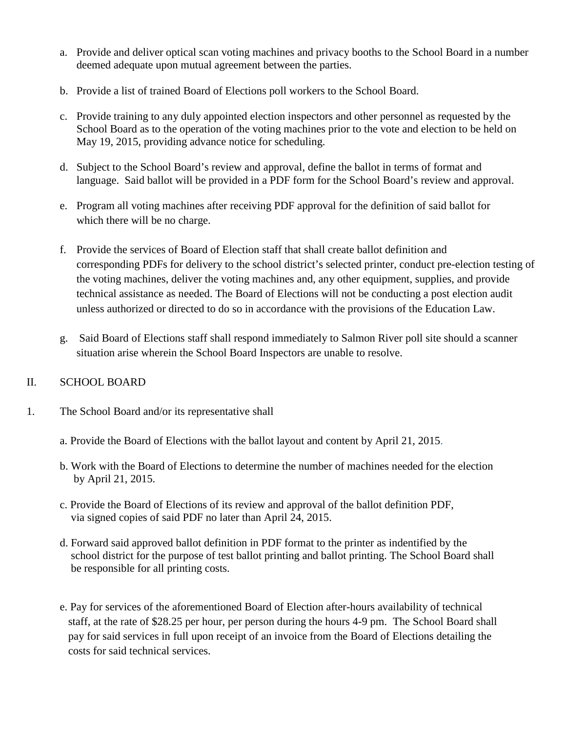a. Provide and deliver optical scan voting machines and privacy booths to the School Board in a number deemed adequate upon mutual agreement between the parties.

b. Provide a list of trained Board of Elections poll workers to the School Board.

c. Provide training to any duly appointed election inspectors and other personnel as requested by the School Board as to the operation of the voting machines prior to the vote and election to be held on May 19, 2015, providing advance notice for scheduling.

d. Subject to the School Board's review and approval, define the ballot in terms of format and language. Said ballot will be provided in a PDF form for the School Board's review and approval.

e. Program all voting machines after receiving PDF approval for the definition of said ballot for which there will be no charge.

f. Provide the services of Board of Election staff that shall create ballot definition and corresponding PDFs for delivery to the school district's selected printer, conduct pre-election testing of the voting machines, deliver the voting machines and, any other equipment, supplies, and provide technical assistance as needed. The Board of Elections will not be conducting a post election audit unless authorized or directed to do so in accordance with the provisions of the Education Law.

g. Said Board of Elections staff shall respond immediately to Salmon River poll site should a scanner situation arise wherein the School Board Inspectors are unable to resolve.

## II. SCHOOL BOARD

1. The School Board and/or its representative shall

a. Provide the Board of Elections with the ballot layout and content by April 21, 2015.

b. Work with the Board of Elections to determine the number of machines needed for the election by April 21, 2015.

c. Provide the Board of Elections of its review and approval of the ballot definition PDF, via signed copies of said PDF no later than April 24, 2015.

d. Forward said approved ballot definition in PDF format to the printer as indentified by the school district for the purpose of test ballot printing and ballot printing. The School Board shall be responsible for all printing costs.

e. Pay for services of the aforementioned Board of Election after-hours availability of technical staff, at the rate of $28.25 per hour, per person during the hours 4-9 pm. The School Board shall pay for said services in full upon receipt of an invoice from the Board of Elections detailing the costs for said technical services.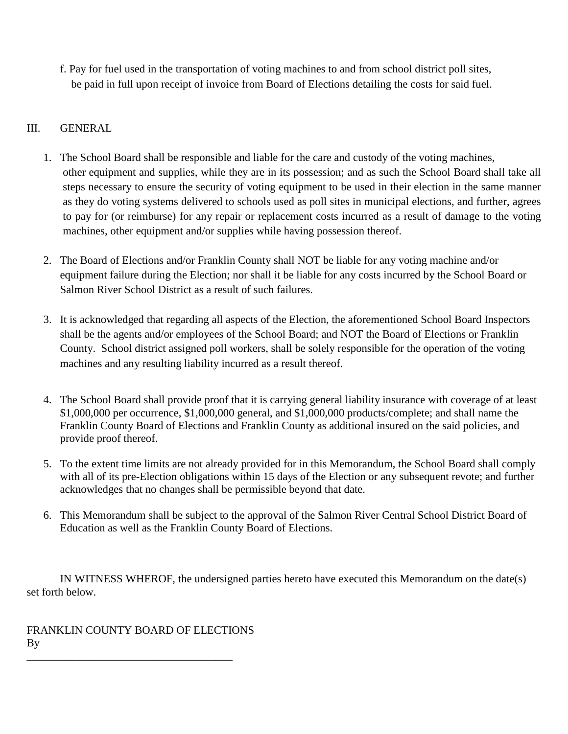f. Pay for fuel used in the transportation of voting machines to and from school district poll sites, be paid in full upon receipt of invoice from Board of Elections detailing the costs for said fuel.

## III. GENERAL

1. The School Board shall be responsible and liable for the care and custody of the voting machines, other equipment and supplies, while they are in its possession; and as such the School Board shall take all steps necessary to ensure the security of voting equipment to be used in their election in the same manner as they do voting systems delivered to schools used as poll sites in municipal elections, and further, agrees to pay for (or reimburse) for any repair or replacement costs incurred as a result of damage to the voting machines, other equipment and/or supplies while having possession thereof.

2. The Board of Elections and/or Franklin County shall NOT be liable for any voting machine and/or equipment failure during the Election; nor shall it be liable for any costs incurred by the School Board or Salmon River School District as a result of such failures.

3. It is acknowledged that regarding all aspects of the Election, the aforementioned School Board Inspectors shall be the agents and/or employees of the School Board; and NOT the Board of Elections or Franklin County. School district assigned poll workers, shall be solely responsible for the operation of the voting machines and any resulting liability incurred as a result thereof.

4. The School Board shall provide proof that it is carrying general liability insurance with coverage of at least $1,000,000 per occurrence, $1,000,000 general, and $1,000,000 products/complete; and shall name the Franklin County Board of Elections and Franklin County as additional insured on the said policies, and provide proof thereof.

5. To the extent time limits are not already provided for in this Memorandum, the School Board shall comply with all of its pre-Election obligations within 15 days of the Election or any subsequent revote; and further acknowledges that no changes shall be permissible beyond that date.

6. This Memorandum shall be subject to the approval of the Salmon River Central School District Board of Education as well as the Franklin County Board of Elections.

IN WITNESS WHEROF, the undersigned parties hereto have executed this Memorandum on the date(s) set forth below.

FRANKLIN COUNTY BOARD OF ELECTIONS
By

_______________________________________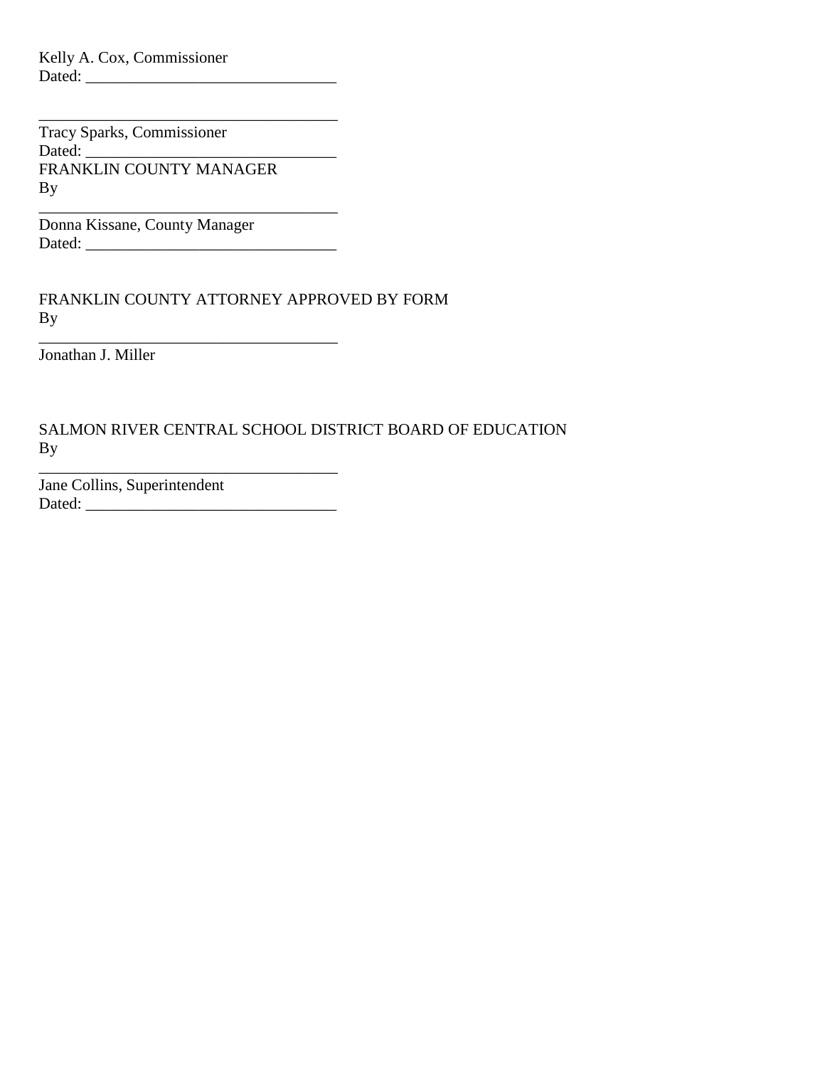Kelly A. Cox, Commissioner
Dated: _______________________________

_____________________________________
Tracy Sparks, Commissioner
Dated: _______________________________
FRANKLIN COUNTY MANAGER
By

_____________________________________
Donna Kissane, County Manager
Dated: _______________________________

FRANKLIN COUNTY ATTORNEY APPROVED BY FORM
By

_____________________________________
Jonathan J. Miller

SALMON RIVER CENTRAL SCHOOL DISTRICT BOARD OF EDUCATION
By

_____________________________________
Jane Collins, Superintendent
Dated: _______________________________